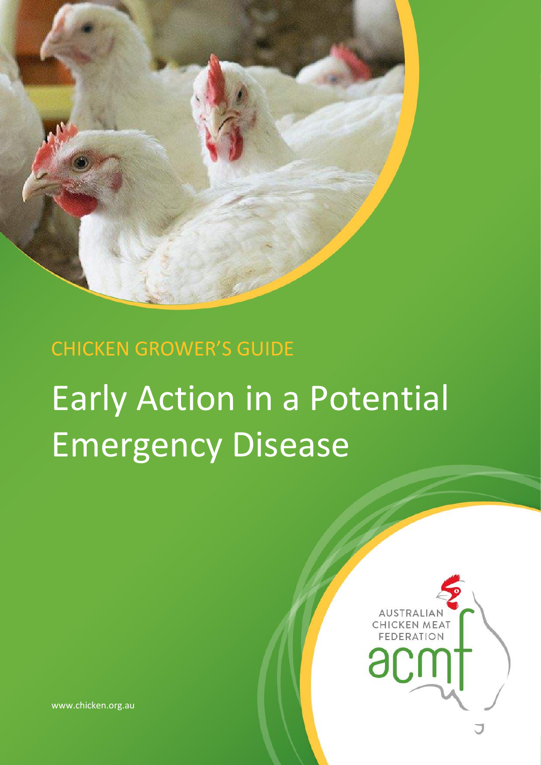CHICKEN GROWER'S GUIDE

# Early Action in a Potential Emergency Disease

AUSTRALIAN CHICKEN MEAT FEDERATION

acmf

www.chicken.org.au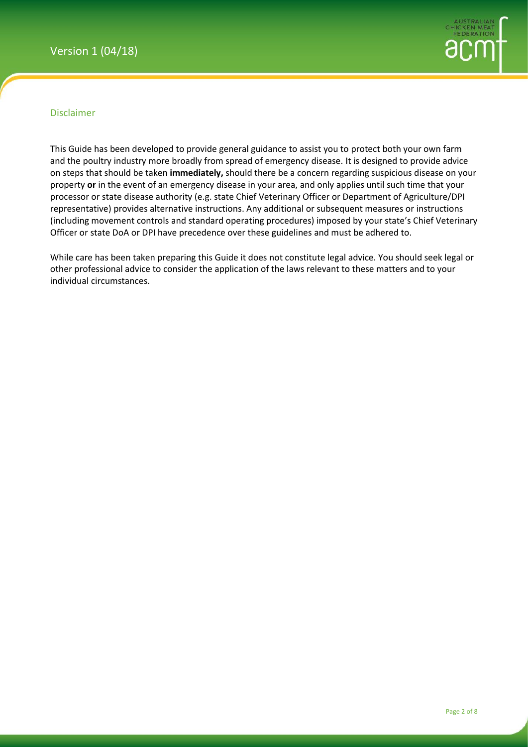## Disclaimer

This Guide has been developed to provide general guidance to assist you to protect both your own farm and the poultry industry more broadly from spread of emergency disease. It is designed to provide advice on steps that should be taken **immediately,** should there be a concern regarding suspicious disease on your property **or** in the event of an emergency disease in your area, and only applies until such time that your processor or state disease authority (e.g. state Chief Veterinary Officer or Department of Agriculture/DPI representative) provides alternative instructions. Any additional or subsequent measures or instructions (including movement controls and standard operating procedures) imposed by your state's Chief Veterinary Officer or state DoA or DPI have precedence over these guidelines and must be adhered to.

While care has been taken preparing this Guide it does not constitute legal advice. You should seek legal or other professional advice to consider the application of the laws relevant to these matters and to your individual circumstances.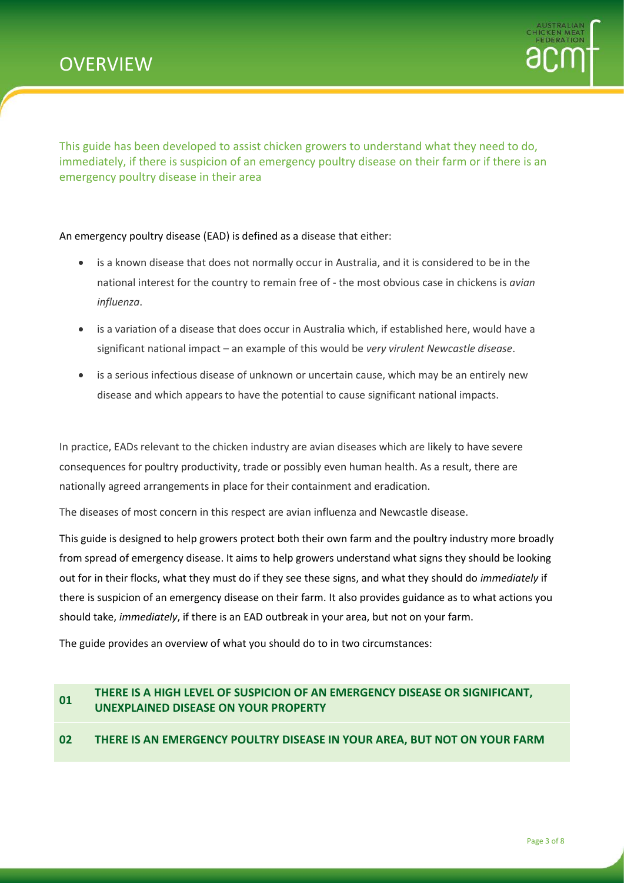# OVERVIEW

This guide has been developed to assist chicken growers to understand what they need to do, immediately, if there is suspicion of an emergency poultry disease on their farm or if there is an emergency poultry disease in their area

An emergency poultry disease (EAD) is defined as a disease that either:

- is a known disease that does not normally occur in Australia, and it is considered to be in the national interest for the country to remain free of - the most obvious case in chickens is *avian influenza*.
- is a variation of a disease that does occur in Australia which, if established here, would have a significant national impact – an example of this would be *very virulent Newcastle disease*.
- is a serious infectious disease of unknown or uncertain cause, which may be an entirely new disease and which appears to have the potential to cause significant national impacts.

In practice, EADs relevant to the chicken industry are avian diseases which are likely to have severe consequences for poultry productivity, trade or possibly even human health. As a result, there are nationally agreed arrangements in place for their containment and eradication.

The diseases of most concern in this respect are avian influenza and Newcastle disease.

This guide is designed to help growers protect both their own farm and the poultry industry more broadly from spread of emergency disease. It aims to help growers understand what signs they should be looking out for in their flocks, what they must do if they see these signs, and what they should do *immediately* if there is suspicion of an emergency disease on their farm. It also provides guidance as to what actions you should take, *immediately*, if there is an EAD outbreak in your area, but not on your farm.

The guide provides an overview of what you should do to in two circumstances:

**01 THERE IS A HIGH LEVEL OF SUSPICION OF AN EMERGENCY DISEASE OR SIGNIFICANT, UNEXPLAINED DISEASE ON YOUR PROPERTY**

**02 THERE IS AN EMERGENCY POULTRY DISEASE IN YOUR AREA, BUT NOT ON YOUR FARM**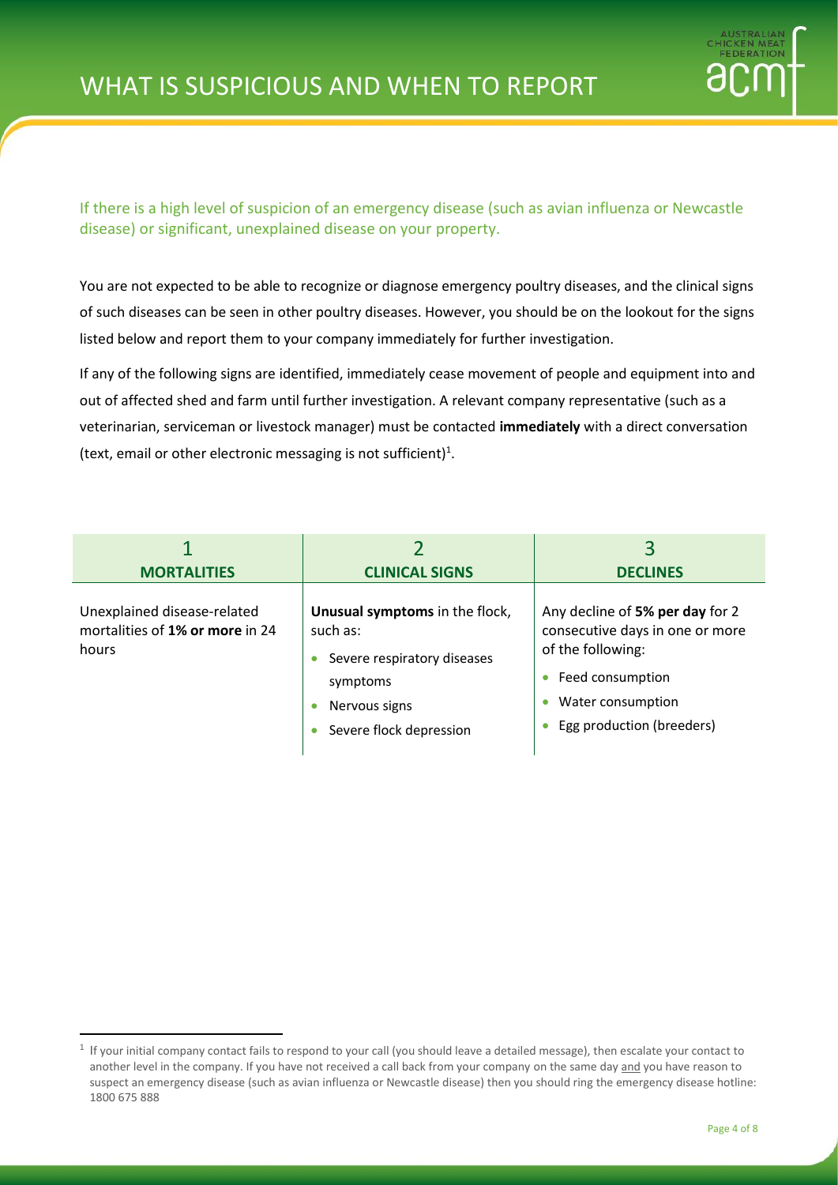# WHAT IS SUSPICIOUS AND WHEN TO REPORT

If there is a high level of suspicion of an emergency disease (such as avian influenza or Newcastle disease) or significant, unexplained disease on your property.

You are not expected to be able to recognize or diagnose emergency poultry diseases, and the clinical signs of such diseases can be seen in other poultry diseases. However, you should be on the lookout for the signs listed below and report them to your company immediately for further investigation.

If any of the following signs are identified, immediately cease movement of people and equipment into and out of affected shed and farm until further investigation. A relevant company representative (such as a veterinarian, serviceman or livestock manager) must be contacted **immediately** with a direct conversation (text, email or other electronic messaging is not sufficient)[1].

| 1<br>**MORTALITIES** | 2<br>**CLINICAL SIGNS** | 3<br>**DECLINES** |
|---|---|---|
| Unexplained disease-related mortalities of **1% or more** in 24 hours | **Unusual symptoms** in the flock, such as:<br>• Severe respiratory diseases symptoms<br>• Nervous signs<br>• Severe flock depression | Any decline of **5% per day** for 2 consecutive days in one or more of the following:<br>• Feed consumption<br>• Water consumption<br>• Egg production (breeders) |

[1] If your initial company contact fails to respond to your call (you should leave a detailed message), then escalate your contact to another level in the company. If you have not received a call back from your company on the same day and you have reason to suspect an emergency disease (such as avian influenza or Newcastle disease) then you should ring the emergency disease hotline: 1800 675 888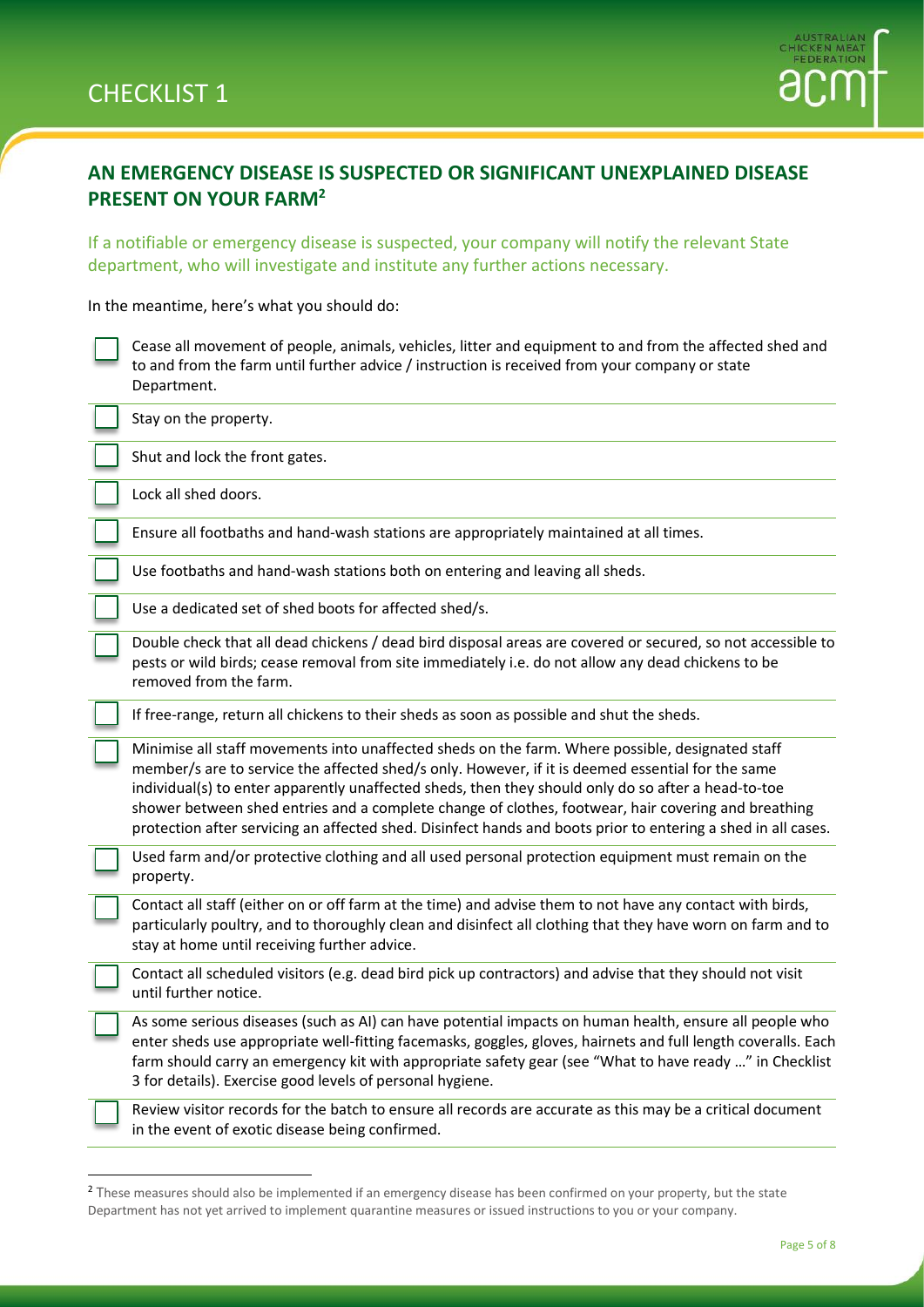# CHECKLIST 1

## AN EMERGENCY DISEASE IS SUSPECTED OR SIGNIFICANT UNEXPLAINED DISEASE PRESENT ON YOUR FARM[2]

If a notifiable or emergency disease is suspected, your company will notify the relevant State department, who will investigate and institute any further actions necessary.

In the meantime, here's what you should do:

- [ ] Cease all movement of people, animals, vehicles, litter and equipment to and from the affected shed and to and from the farm until further advice / instruction is received from your company or state Department.
- [ ] Stay on the property.
- [ ] Shut and lock the front gates.
- [ ] Lock all shed doors.
- [ ] Ensure all footbaths and hand-wash stations are appropriately maintained at all times.
- [ ] Use footbaths and hand-wash stations both on entering and leaving all sheds.
- [ ] Use a dedicated set of shed boots for affected shed/s.
- [ ] Double check that all dead chickens / dead bird disposal areas are covered or secured, so not accessible to pests or wild birds; cease removal from site immediately i.e. do not allow any dead chickens to be removed from the farm.
- [ ] If free-range, return all chickens to their sheds as soon as possible and shut the sheds.
- [ ] Minimise all staff movements into unaffected sheds on the farm. Where possible, designated staff member/s are to service the affected shed/s only. However, if it is deemed essential for the same individual(s) to enter apparently unaffected sheds, then they should only do so after a head-to-toe shower between shed entries and a complete change of clothes, footwear, hair covering and breathing protection after servicing an affected shed. Disinfect hands and boots prior to entering a shed in all cases.
- [ ] Used farm and/or protective clothing and all used personal protection equipment must remain on the property.
- [ ] Contact all staff (either on or off farm at the time) and advise them to not have any contact with birds, particularly poultry, and to thoroughly clean and disinfect all clothing that they have worn on farm and to stay at home until receiving further advice.
- [ ] Contact all scheduled visitors (e.g. dead bird pick up contractors) and advise that they should not visit until further notice.
- [ ] As some serious diseases (such as AI) can have potential impacts on human health, ensure all people who enter sheds use appropriate well-fitting facemasks, goggles, gloves, hairnets and full length coveralls. Each farm should carry an emergency kit with appropriate safety gear (see "What to have ready …" in Checklist 3 for details). Exercise good levels of personal hygiene.
- [ ] Review visitor records for the batch to ensure all records are accurate as this may be a critical document in the event of exotic disease being confirmed.

---

[2] These measures should also be implemented if an emergency disease has been confirmed on your property, but the state Department has not yet arrived to implement quarantine measures or issued instructions to you or your company.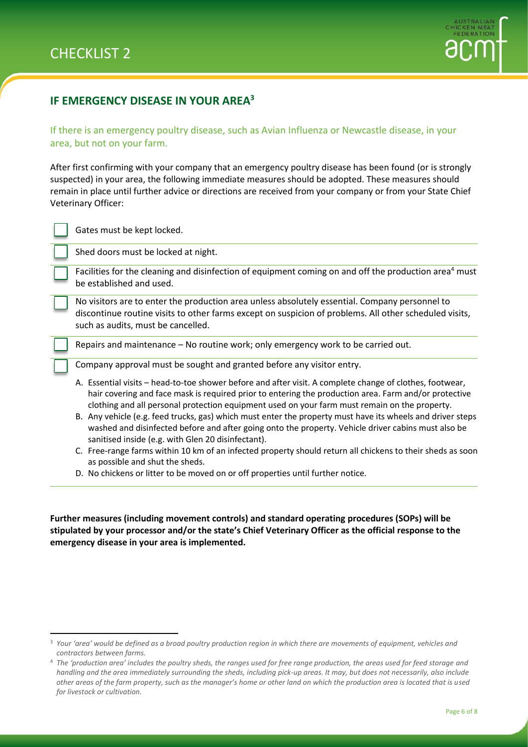# CHECKLIST 2

## IF EMERGENCY DISEASE IN YOUR AREA[3]

### If there is an emergency poultry disease, such as Avian Influenza or Newcastle disease, in your area, but not on your farm.

After first confirming with your company that an emergency poultry disease has been found (or is strongly suspected) in your area, the following immediate measures should be adopted. These measures should remain in place until further advice or directions are received from your company or from your State Chief Veterinary Officer:

- [ ] Gates must be kept locked.
- [ ] Shed doors must be locked at night.
- [ ] Facilities for the cleaning and disinfection of equipment coming on and off the production area[4] must be established and used.
- [ ] No visitors are to enter the production area unless absolutely essential. Company personnel to discontinue routine visits to other farms except on suspicion of problems. All other scheduled visits, such as audits, must be cancelled.
- [ ] Repairs and maintenance – No routine work; only emergency work to be carried out.
- [ ] Company approval must be sought and granted before any visitor entry.

  A. Essential visits – head-to-toe shower before and after visit. A complete change of clothes, footwear, hair covering and face mask is required prior to entering the production area. Farm and/or protective clothing and all personal protection equipment used on your farm must remain on the property.
  B. Any vehicle (e.g. feed trucks, gas) which must enter the property must have its wheels and driver steps washed and disinfected before and after going onto the property. Vehicle driver cabins must also be sanitised inside (e.g. with Glen 20 disinfectant).
  C. Free-range farms within 10 km of an infected property should return all chickens to their sheds as soon as possible and shut the sheds.
  D. No chickens or litter to be moved on or off properties until further notice.

**Further measures (including movement controls) and standard operating procedures (SOPs) will be stipulated by your processor and/or the state's Chief Veterinary Officer as the official response to the emergency disease in your area is implemented.**

---

[3] *Your 'area' would be defined as a broad poultry production region in which there are movements of equipment, vehicles and contractors between farms.*

[4] *The 'production area' includes the poultry sheds, the ranges used for free range production, the areas used for feed storage and handling and the area immediately surrounding the sheds, including pick-up areas. It may, but does not necessarily, also include other areas of the farm property, such as the manager's home or other land on which the production area is located that is used for livestock or cultivation.*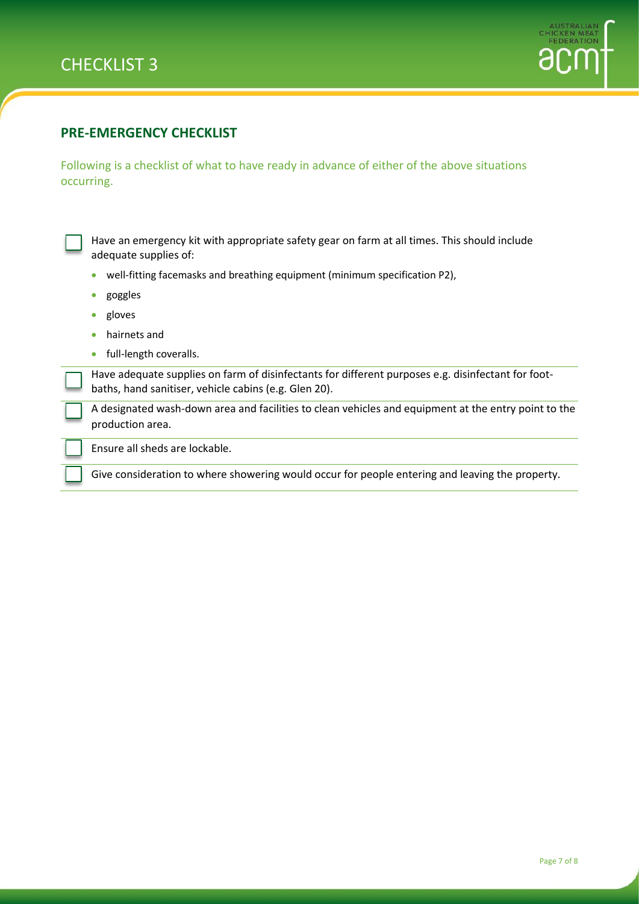# CHECKLIST 3

## PRE-EMERGENCY CHECKLIST

Following is a checklist of what to have ready in advance of either of the above situations occurring.

- [ ] Have an emergency kit with appropriate safety gear on farm at all times. This should include adequate supplies of:
  - well-fitting facemasks and breathing equipment (minimum specification P2),
  - goggles
  - gloves
  - hairnets and
  - full-length coveralls.
- [ ] Have adequate supplies on farm of disinfectants for different purposes e.g. disinfectant for foot-baths, hand sanitiser, vehicle cabins (e.g. Glen 20).
- [ ] A designated wash-down area and facilities to clean vehicles and equipment at the entry point to the production area.
- [ ] Ensure all sheds are lockable.
- [ ] Give consideration to where showering would occur for people entering and leaving the property.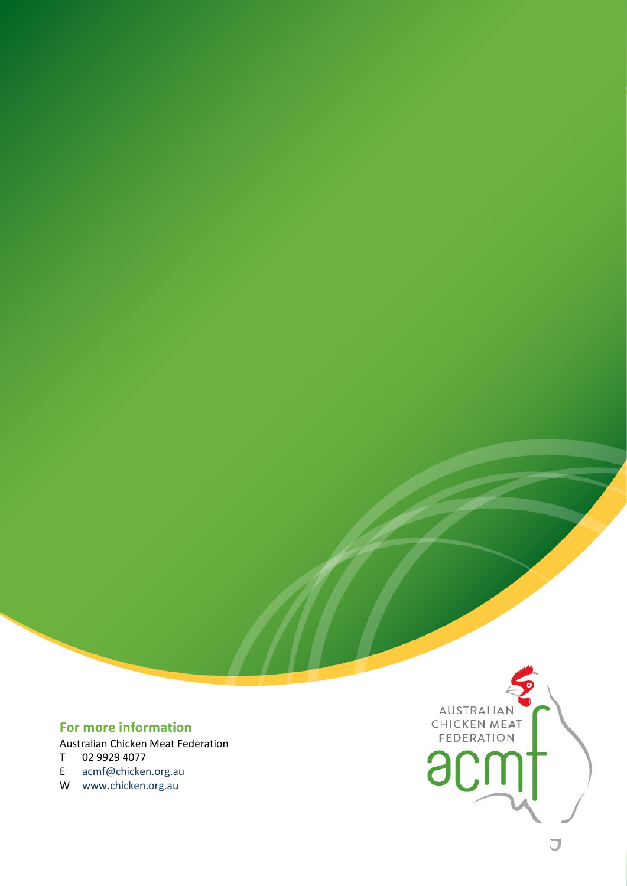## For more information

Australian Chicken Meat Federation

T 02 9929 4077

E acmf@chicken.org.au

W www.chicken.org.au

AUSTRALIAN CHICKEN MEAT FEDERATION

acmf